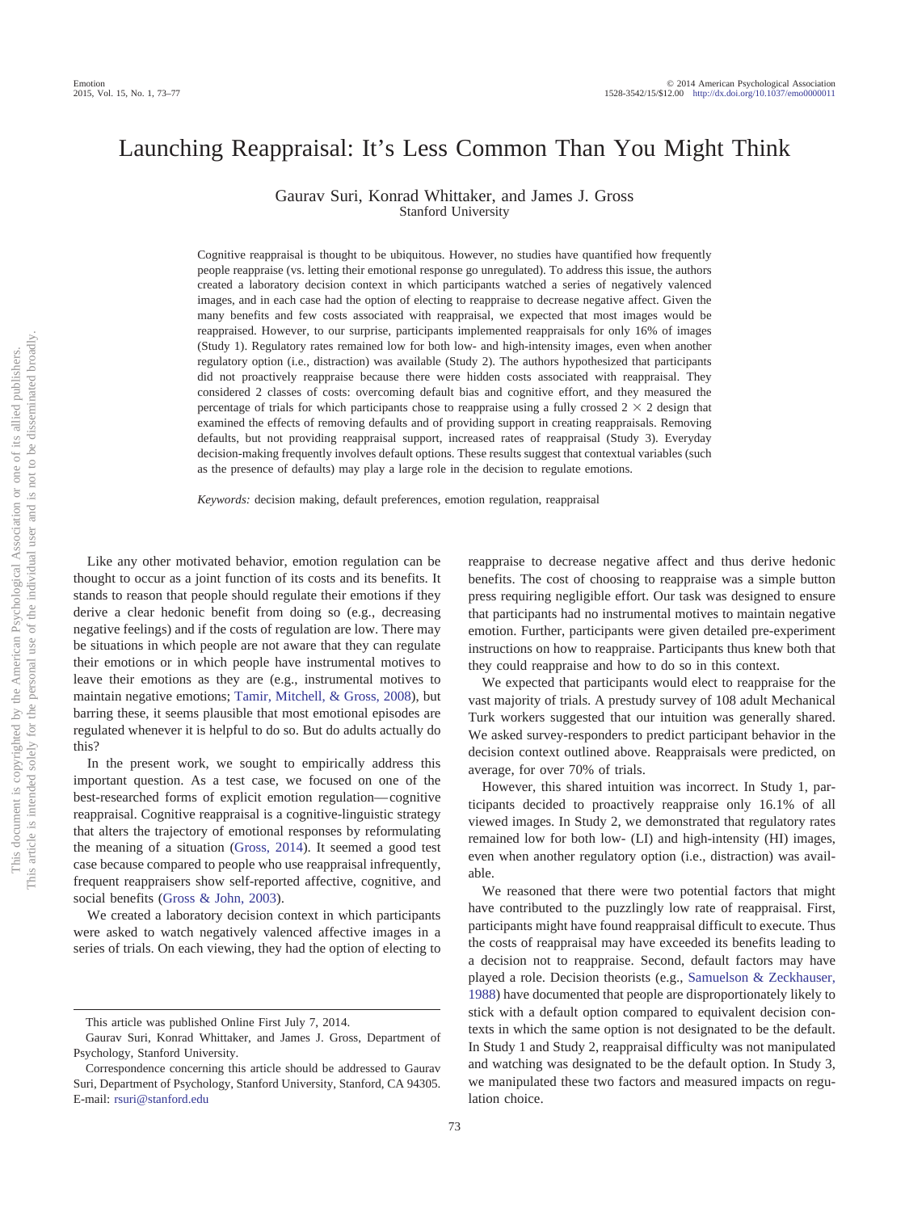# Launching Reappraisal: It's Less Common Than You Might Think

Gaurav Suri, Konrad Whittaker, and James J. Gross
Stanford University

Cognitive reappraisal is thought to be ubiquitous. However, no studies have quantified how frequently people reappraise (vs. letting their emotional response go unregulated). To address this issue, the authors created a laboratory decision context in which participants watched a series of negatively valenced images, and in each case had the option of electing to reappraise to decrease negative affect. Given the many benefits and few costs associated with reappraisal, we expected that most images would be reappraised. However, to our surprise, participants implemented reappraisals for only 16% of images (Study 1). Regulatory rates remained low for both low- and high-intensity images, even when another regulatory option (i.e., distraction) was available (Study 2). The authors hypothesized that participants did not proactively reappraise because there were hidden costs associated with reappraisal. They considered 2 classes of costs: overcoming default bias and cognitive effort, and they measured the percentage of trials for which participants chose to reappraise using a fully crossed $2 \times 2$ design that examined the effects of removing defaults and of providing support in creating reappraisals. Removing defaults, but not providing reappraisal support, increased rates of reappraisal (Study 3). Everyday decision-making frequently involves default options. These results suggest that contextual variables (such as the presence of defaults) may play a large role in the decision to regulate emotions.

*Keywords:* decision making, default preferences, emotion regulation, reappraisal

Like any other motivated behavior, emotion regulation can be thought to occur as a joint function of its costs and its benefits. It stands to reason that people should regulate their emotions if they derive a clear hedonic benefit from doing so (e.g., decreasing negative feelings) and if the costs of regulation are low. There may be situations in which people are not aware that they can regulate their emotions or in which people have instrumental motives to leave their emotions as they are (e.g., instrumental motives to maintain negative emotions; Tamir, Mitchell, & Gross, 2008), but barring these, it seems plausible that most emotional episodes are regulated whenever it is helpful to do so. But do adults actually do this?

In the present work, we sought to empirically address this important question. As a test case, we focused on one of the best-researched forms of explicit emotion regulation—cognitive reappraisal. Cognitive reappraisal is a cognitive-linguistic strategy that alters the trajectory of emotional responses by reformulating the meaning of a situation (Gross, 2014). It seemed a good test case because compared to people who use reappraisal infrequently, frequent reappraisers show self-reported affective, cognitive, and social benefits (Gross & John, 2003).

We created a laboratory decision context in which participants were asked to watch negatively valenced affective images in a series of trials. On each viewing, they had the option of electing to reappraise to decrease negative affect and thus derive hedonic benefits. The cost of choosing to reappraise was a simple button press requiring negligible effort. Our task was designed to ensure that participants had no instrumental motives to maintain negative emotion. Further, participants were given detailed pre-experiment instructions on how to reappraise. Participants thus knew both that they could reappraise and how to do so in this context.

We expected that participants would elect to reappraise for the vast majority of trials. A prestudy survey of 108 adult Mechanical Turk workers suggested that our intuition was generally shared. We asked survey-responders to predict participant behavior in the decision context outlined above. Reappraisals were predicted, on average, for over 70% of trials.

However, this shared intuition was incorrect. In Study 1, participants decided to proactively reappraise only 16.1% of all viewed images. In Study 2, we demonstrated that regulatory rates remained low for both low- (LI) and high-intensity (HI) images, even when another regulatory option (i.e., distraction) was available.

We reasoned that there were two potential factors that might have contributed to the puzzlingly low rate of reappraisal. First, participants might have found reappraisal difficult to execute. Thus the costs of reappraisal may have exceeded its benefits leading to a decision not to reappraise. Second, default factors may have played a role. Decision theorists (e.g., Samuelson & Zeckhauser, 1988) have documented that people are disproportionately likely to stick with a default option compared to equivalent decision contexts in which the same option is not designated to be the default. In Study 1 and Study 2, reappraisal difficulty was not manipulated and watching was designated to be the default option. In Study 3, we manipulated these two factors and measured impacts on regulation choice.

This article was published Online First July 7, 2014.

Gaurav Suri, Konrad Whittaker, and James J. Gross, Department of Psychology, Stanford University.

Correspondence concerning this article should be addressed to Gaurav Suri, Department of Psychology, Stanford University, Stanford, CA 94305. E-mail: rsuri@stanford.edu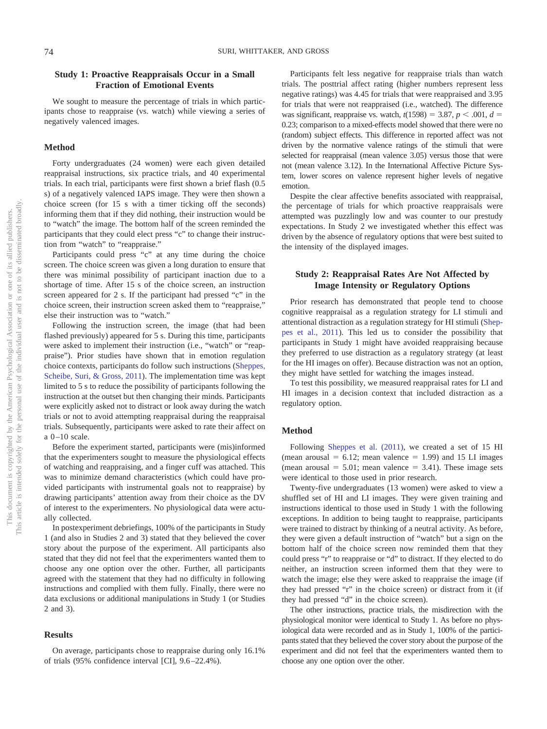## Study 1: Proactive Reappraisals Occur in a Small Fraction of Emotional Events

We sought to measure the percentage of trials in which participants chose to reappraise (vs. watch) while viewing a series of negatively valenced images.

### Method

Forty undergraduates (24 women) were each given detailed reappraisal instructions, six practice trials, and 40 experimental trials. In each trial, participants were first shown a brief flash (0.5 s) of a negatively valenced IAPS image. They were then shown a choice screen (for 15 s with a timer ticking off the seconds) informing them that if they did nothing, their instruction would be to "watch" the image. The bottom half of the screen reminded the participants that they could elect press "c" to change their instruction from "watch" to "reappraise."

Participants could press "c" at any time during the choice screen. The choice screen was given a long duration to ensure that there was minimal possibility of participant inaction due to a shortage of time. After 15 s of the choice screen, an instruction screen appeared for 2 s. If the participant had pressed "c" in the choice screen, their instruction screen asked them to "reappraise," else their instruction was to "watch."

Following the instruction screen, the image (that had been flashed previously) appeared for 5 s. During this time, participants were asked to implement their instruction (i.e., "watch" or "reappraise"). Prior studies have shown that in emotion regulation choice contexts, participants do follow such instructions (Sheppes, Scheibe, Suri, & Gross, 2011). The implementation time was kept limited to 5 s to reduce the possibility of participants following the instruction at the outset but then changing their minds. Participants were explicitly asked not to distract or look away during the watch trials or not to avoid attempting reappraisal during the reappraisal trials. Subsequently, participants were asked to rate their affect on a 0–10 scale.

Before the experiment started, participants were (mis)informed that the experimenters sought to measure the physiological effects of watching and reappraising, and a finger cuff was attached. This was to minimize demand characteristics (which could have provided participants with instrumental goals not to reappraise) by drawing participants' attention away from their choice as the DV of interest to the experimenters. No physiological data were actually collected.

In postexperiment debriefings, 100% of the participants in Study 1 (and also in Studies 2 and 3) stated that they believed the cover story about the purpose of the experiment. All participants also stated that they did not feel that the experimenters wanted them to choose any one option over the other. Further, all participants agreed with the statement that they had no difficulty in following instructions and complied with them fully. Finally, there were no data exclusions or additional manipulations in Study 1 (or Studies 2 and 3).

### Results

On average, participants chose to reappraise during only 16.1% of trials (95% confidence interval [CI], 9.6–22.4%).

Participants felt less negative for reappraise trials than watch trials. The posttrial affect rating (higher numbers represent less negative ratings) was 4.45 for trials that were reappraised and 3.95 for trials that were not reappraised (i.e., watched). The difference was significant, reappraise vs. watch, $t(1598) = 3.87$, $p < .001$, $d = 0.23$; comparison to a mixed-effects model showed that there were no (random) subject effects. This difference in reported affect was not driven by the normative valence ratings of the stimuli that were selected for reappraisal (mean valence 3.05) versus those that were not (mean valence 3.12). In the International Affective Picture System, lower scores on valence represent higher levels of negative emotion.

Despite the clear affective benefits associated with reappraisal, the percentage of trials for which proactive reappraisals were attempted was puzzlingly low and was counter to our prestudy expectations. In Study 2 we investigated whether this effect was driven by the absence of regulatory options that were best suited to the intensity of the displayed images.

## Study 2: Reappraisal Rates Are Not Affected by Image Intensity or Regulatory Options

Prior research has demonstrated that people tend to choose cognitive reappraisal as a regulation strategy for LI stimuli and attentional distraction as a regulation strategy for HI stimuli (Sheppes et al., 2011). This led us to consider the possibility that participants in Study 1 might have avoided reappraising because they preferred to use distraction as a regulatory strategy (at least for the HI images on offer). Because distraction was not an option, they might have settled for watching the images instead.

To test this possibility, we measured reappraisal rates for LI and HI images in a decision context that included distraction as a regulatory option.

### Method

Following Sheppes et al. (2011), we created a set of 15 HI (mean arousal = 6.12; mean valence = 1.99) and 15 LI images (mean arousal = 5.01; mean valence = 3.41). These image sets were identical to those used in prior research.

Twenty-five undergraduates (13 women) were asked to view a shuffled set of HI and LI images. They were given training and instructions identical to those used in Study 1 with the following exceptions. In addition to being taught to reappraise, participants were trained to distract by thinking of a neutral activity. As before, they were given a default instruction of "watch" but a sign on the bottom half of the choice screen now reminded them that they could press "r" to reappraise or "d" to distract. If they elected to do neither, an instruction screen informed them that they were to watch the image; else they were asked to reappraise the image (if they had pressed "r" in the choice screen) or distract from it (if they had pressed "d" in the choice screen).

The other instructions, practice trials, the misdirection with the physiological monitor were identical to Study 1. As before no physiological data were recorded and as in Study 1, 100% of the participants stated that they believed the cover story about the purpose of the experiment and did not feel that the experimenters wanted them to choose any one option over the other.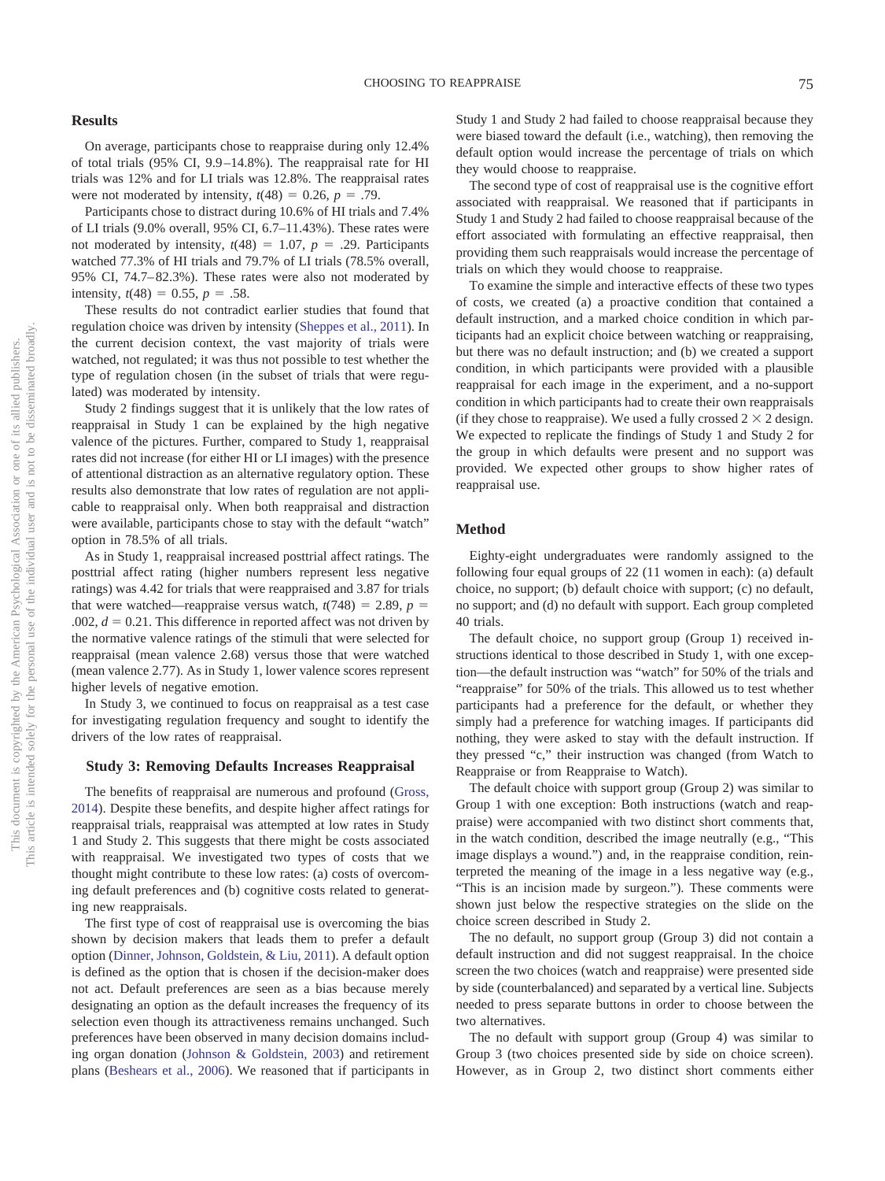## Results

On average, participants chose to reappraise during only 12.4% of total trials (95% CI, 9.9–14.8%). The reappraisal rate for HI trials was 12% and for LI trials was 12.8%. The reappraisal rates were not moderated by intensity, $t(48) = 0.26$, $p = .79$.

Participants chose to distract during 10.6% of HI trials and 7.4% of LI trials (9.0% overall, 95% CI, 6.7–11.43%). These rates were not moderated by intensity, $t(48) = 1.07$, $p = .29$. Participants watched 77.3% of HI trials and 79.7% of LI trials (78.5% overall, 95% CI, 74.7–82.3%). These rates were also not moderated by intensity, $t(48) = 0.55$, $p = .58$.

These results do not contradict earlier studies that found that regulation choice was driven by intensity (Sheppes et al., 2011). In the current decision context, the vast majority of trials were watched, not regulated; it was thus not possible to test whether the type of regulation chosen (in the subset of trials that were regulated) was moderated by intensity.

Study 2 findings suggest that it is unlikely that the low rates of reappraisal in Study 1 can be explained by the high negative valence of the pictures. Further, compared to Study 1, reappraisal rates did not increase (for either HI or LI images) with the presence of attentional distraction as an alternative regulatory option. These results also demonstrate that low rates of regulation are not applicable to reappraisal only. When both reappraisal and distraction were available, participants chose to stay with the default "watch" option in 78.5% of all trials.

As in Study 1, reappraisal increased posttrial affect ratings. The posttrial affect rating (higher numbers represent less negative ratings) was 4.42 for trials that were reappraised and 3.87 for trials that were watched—reappraise versus watch, $t(748) = 2.89$, $p = .002$, $d = 0.21$. This difference in reported affect was not driven by the normative valence ratings of the stimuli that were selected for reappraisal (mean valence 2.68) versus those that were watched (mean valence 2.77). As in Study 1, lower valence scores represent higher levels of negative emotion.

In Study 3, we continued to focus on reappraisal as a test case for investigating regulation frequency and sought to identify the drivers of the low rates of reappraisal.

## Study 3: Removing Defaults Increases Reappraisal

The benefits of reappraisal are numerous and profound (Gross, 2014). Despite these benefits, and despite higher affect ratings for reappraisal trials, reappraisal was attempted at low rates in Study 1 and Study 2. This suggests that there might be costs associated with reappraisal. We investigated two types of costs that we thought might contribute to these low rates: (a) costs of overcoming default preferences and (b) cognitive costs related to generating new reappraisals.

The first type of cost of reappraisal use is overcoming the bias shown by decision makers that leads them to prefer a default option (Dinner, Johnson, Goldstein, & Liu, 2011). A default option is defined as the option that is chosen if the decision-maker does not act. Default preferences are seen as a bias because merely designating an option as the default increases the frequency of its selection even though its attractiveness remains unchanged. Such preferences have been observed in many decision domains including organ donation (Johnson & Goldstein, 2003) and retirement plans (Beshears et al., 2006). We reasoned that if participants in Study 1 and Study 2 had failed to choose reappraisal because they were biased toward the default (i.e., watching), then removing the default option would increase the percentage of trials on which they would choose to reappraise.

The second type of cost of reappraisal use is the cognitive effort associated with reappraisal. We reasoned that if participants in Study 1 and Study 2 had failed to choose reappraisal because of the effort associated with formulating an effective reappraisal, then providing them such reappraisals would increase the percentage of trials on which they would choose to reappraise.

To examine the simple and interactive effects of these two types of costs, we created (a) a proactive condition that contained a default instruction, and a marked choice condition in which participants had an explicit choice between watching or reappraising, but there was no default instruction; and (b) we created a support condition, in which participants were provided with a plausible reappraisal for each image in the experiment, and a no-support condition in which participants had to create their own reappraisals (if they chose to reappraise). We used a fully crossed 2 × 2 design. We expected to replicate the findings of Study 1 and Study 2 for the group in which defaults were present and no support was provided. We expected other groups to show higher rates of reappraisal use.

## Method

Eighty-eight undergraduates were randomly assigned to the following four equal groups of 22 (11 women in each): (a) default choice, no support; (b) default choice with support; (c) no default, no support; and (d) no default with support. Each group completed 40 trials.

The default choice, no support group (Group 1) received instructions identical to those described in Study 1, with one exception—the default instruction was "watch" for 50% of the trials and "reappraise" for 50% of the trials. This allowed us to test whether participants had a preference for the default, or whether they simply had a preference for watching images. If participants did nothing, they were asked to stay with the default instruction. If they pressed "c," their instruction was changed (from Watch to Reappraise or from Reappraise to Watch).

The default choice with support group (Group 2) was similar to Group 1 with one exception: Both instructions (watch and reappraise) were accompanied with two distinct short comments that, in the watch condition, described the image neutrally (e.g., "This image displays a wound.") and, in the reappraise condition, reinterpreted the meaning of the image in a less negative way (e.g., "This is an incision made by surgeon."). These comments were shown just below the respective strategies on the slide on the choice screen described in Study 2.

The no default, no support group (Group 3) did not contain a default instruction and did not suggest reappraisal. In the choice screen the two choices (watch and reappraise) were presented side by side (counterbalanced) and separated by a vertical line. Subjects needed to press separate buttons in order to choose between the two alternatives.

The no default with support group (Group 4) was similar to Group 3 (two choices presented side by side on choice screen). However, as in Group 2, two distinct short comments either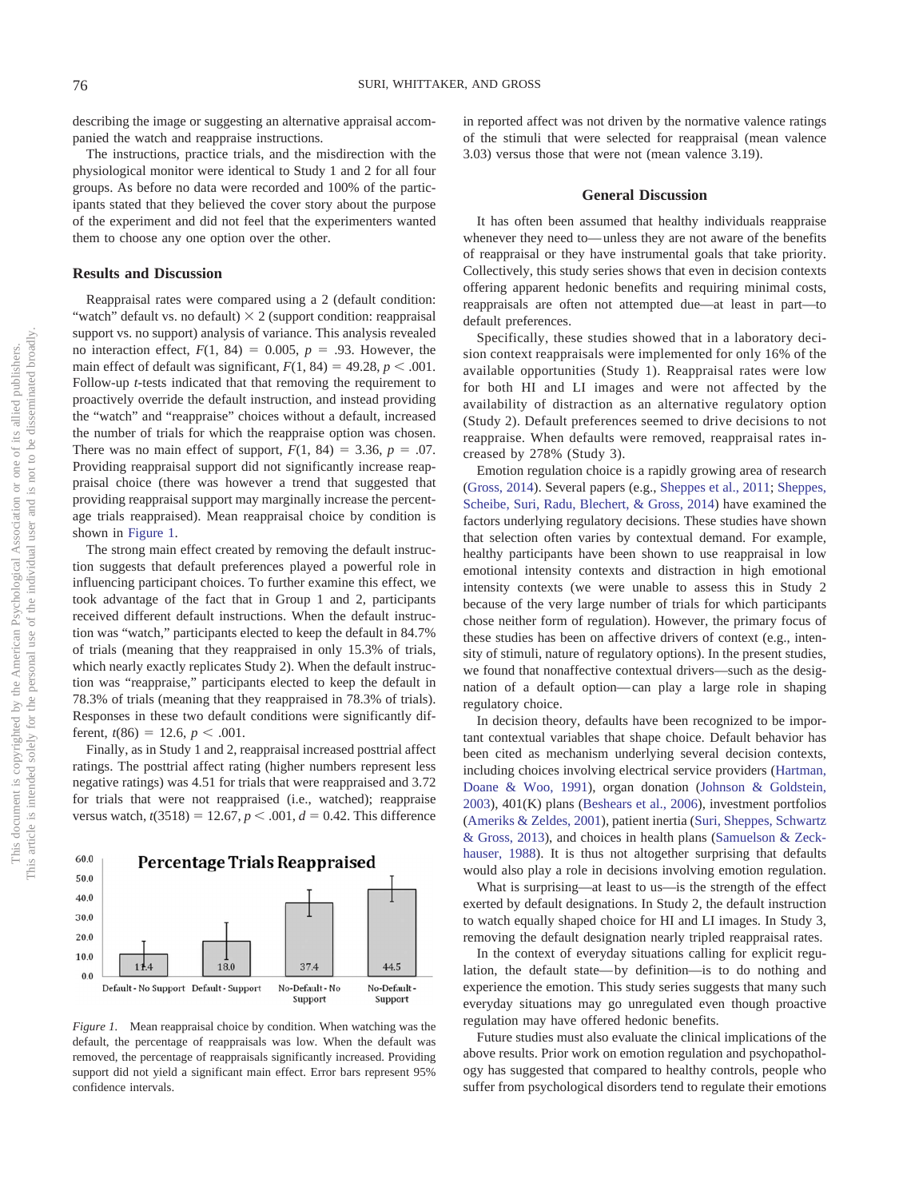describing the image or suggesting an alternative appraisal accompanied the watch and reappraise instructions.

The instructions, practice trials, and the misdirection with the physiological monitor were identical to Study 1 and 2 for all four groups. As before no data were recorded and 100% of the participants stated that they believed the cover story about the purpose of the experiment and did not feel that the experimenters wanted them to choose any one option over the other.

### Results and Discussion

Reappraisal rates were compared using a 2 (default condition: "watch" default vs. no default) × 2 (support condition: reappraisal support vs. no support) analysis of variance. This analysis revealed no interaction effect, $F(1, 84) = 0.005$, $p = .93$. However, the main effect of default was significant, $F(1, 84) = 49.28$, $p < .001$. Follow-up $t$-tests indicated that that removing the requirement to proactively override the default instruction, and instead providing the "watch" and "reappraise" choices without a default, increased the number of trials for which the reappraise option was chosen. There was no main effect of support, $F(1, 84) = 3.36$, $p = .07$. Providing reappraisal support did not significantly increase reappraisal choice (there was however a trend that suggested that providing reappraisal support may marginally increase the percentage trials reappraised). Mean reappraisal choice by condition is shown in Figure 1.

The strong main effect created by removing the default instruction suggests that default preferences played a powerful role in influencing participant choices. To further examine this effect, we took advantage of the fact that in Group 1 and 2, participants received different default instructions. When the default instruction was "watch," participants elected to keep the default in 84.7% of trials (meaning that they reappraised in only 15.3% of trials, which nearly exactly replicates Study 2). When the default instruction was "reappraise," participants elected to keep the default in 78.3% of trials (meaning that they reappraised in 78.3% of trials). Responses in these two default conditions were significantly different, $t(86) = 12.6$, $p < .001$.

Finally, as in Study 1 and 2, reappraisal increased posttrial affect ratings. The posttrial affect rating (higher numbers represent less negative ratings) was 4.51 for trials that were reappraised and 3.72 for trials that were not reappraised (i.e., watched); reappraise versus watch, $t(3518) = 12.67$, $p < .001$, $d = 0.42$. This difference in reported affect was not driven by the normative valence ratings of the stimuli that were selected for reappraisal (mean valence 3.03) versus those that were not (mean valence 3.19).

**Percentage Trials Reappraised**

| Condition | Percentage |
|---|---|
| Default - No Support | 11.4 |
| Default - Support | 18.0 |
| No-Default - No Support | 37.4 |
| No-Default - Support | 44.5 |

*Figure 1.* Mean reappraisal choice by condition. When watching was the default, the percentage of reappraisals was low. When the default was removed, the percentage of reappraisals significantly increased. Providing support did not yield a significant main effect. Error bars represent 95% confidence intervals.

## General Discussion

It has often been assumed that healthy individuals reappraise whenever they need to—unless they are not aware of the benefits of reappraisal or they have instrumental goals that take priority. Collectively, this study series shows that even in decision contexts offering apparent hedonic benefits and requiring minimal costs, reappraisals are often not attempted due—at least in part—to default preferences.

Specifically, these studies showed that in a laboratory decision context reappraisals were implemented for only 16% of the available opportunities (Study 1). Reappraisal rates were low for both HI and LI images and were not affected by the availability of distraction as an alternative regulatory option (Study 2). Default preferences seemed to drive decisions to not reappraise. When defaults were removed, reappraisal rates increased by 278% (Study 3).

Emotion regulation choice is a rapidly growing area of research (Gross, 2014). Several papers (e.g., Sheppes et al., 2011; Sheppes, Scheibe, Suri, Radu, Blechert, & Gross, 2014) have examined the factors underlying regulatory decisions. These studies have shown that selection often varies by contextual demand. For example, healthy participants have been shown to use reappraisal in low emotional intensity contexts and distraction in high emotional intensity contexts (we were unable to assess this in Study 2 because of the very large number of trials for which participants chose neither form of regulation). However, the primary focus of these studies has been on affective drivers of context (e.g., intensity of stimuli, nature of regulatory options). In the present studies, we found that nonaffective contextual drivers—such as the designation of a default option—can play a large role in shaping regulatory choice.

In decision theory, defaults have been recognized to be important contextual variables that shape choice. Default behavior has been cited as mechanism underlying several decision contexts, including choices involving electrical service providers (Hartman, Doane & Woo, 1991), organ donation (Johnson & Goldstein, 2003), 401(K) plans (Beshears et al., 2006), investment portfolios (Ameriks & Zeldes, 2001), patient inertia (Suri, Sheppes, Schwartz & Gross, 2013), and choices in health plans (Samuelson & Zeckhauser, 1988). It is thus not altogether surprising that defaults would also play a role in decisions involving emotion regulation.

What is surprising—at least to us—is the strength of the effect exerted by default designations. In Study 2, the default instruction to watch equally shaped choice for HI and LI images. In Study 3, removing the default designation nearly tripled reappraisal rates.

In the context of everyday situations calling for explicit regulation, the default state—by definition—is to do nothing and experience the emotion. This study series suggests that many such everyday situations may go unregulated even though proactive regulation may have offered hedonic benefits.

Future studies must also evaluate the clinical implications of the above results. Prior work on emotion regulation and psychopathology has suggested that compared to healthy controls, people who suffer from psychological disorders tend to regulate their emotions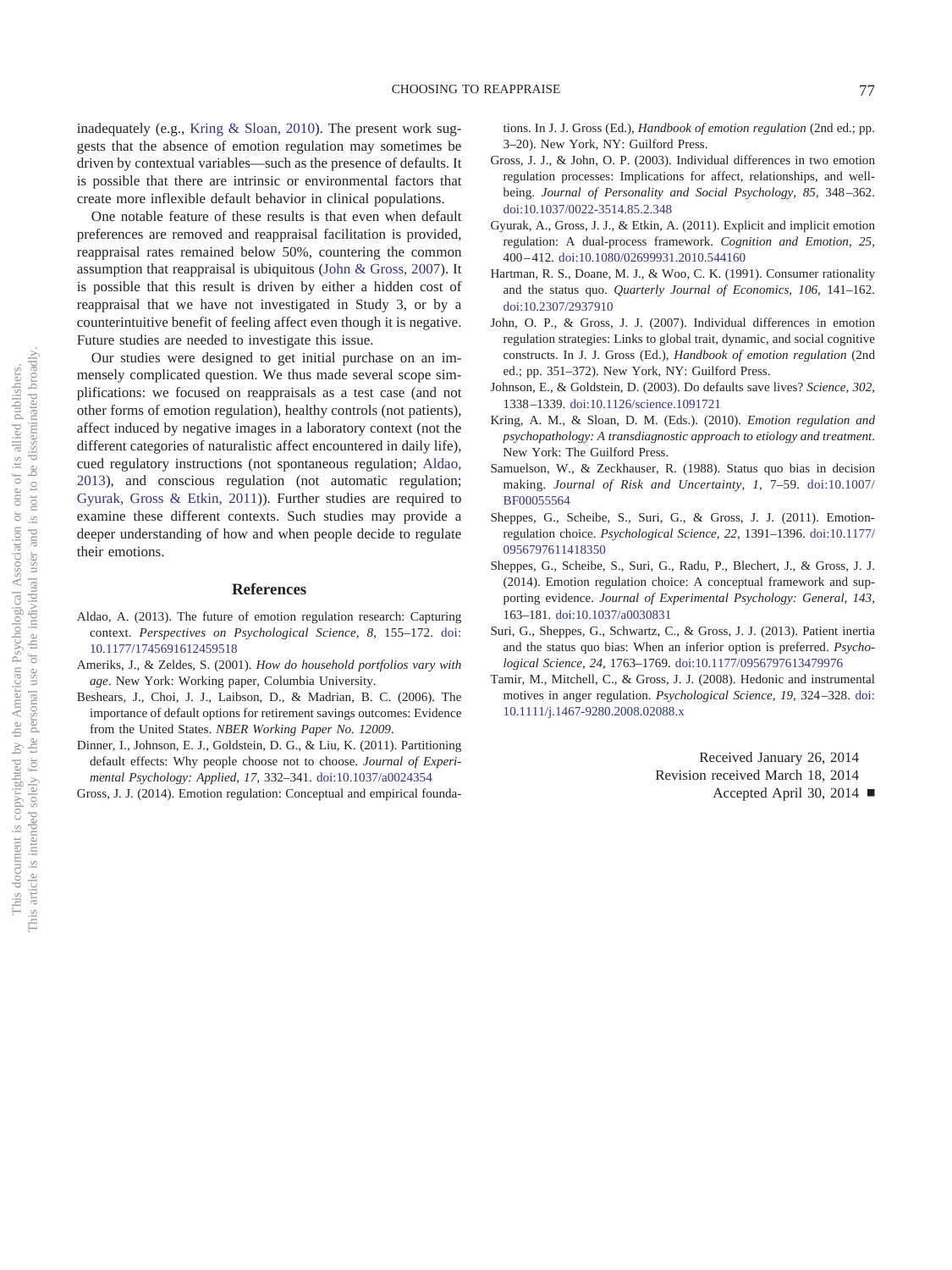inadequately (e.g., Kring & Sloan, 2010). The present work suggests that the absence of emotion regulation may sometimes be driven by contextual variables—such as the presence of defaults. It is possible that there are intrinsic or environmental factors that create more inflexible default behavior in clinical populations.

One notable feature of these results is that even when default preferences are removed and reappraisal facilitation is provided, reappraisal rates remained below 50%, countering the common assumption that reappraisal is ubiquitous (John & Gross, 2007). It is possible that this result is driven by either a hidden cost of reappraisal that we have not investigated in Study 3, or by a counterintuitive benefit of feeling affect even though it is negative. Future studies are needed to investigate this issue.

Our studies were designed to get initial purchase on an immensely complicated question. We thus made several scope simplifications: we focused on reappraisals as a test case (and not other forms of emotion regulation), healthy controls (not patients), affect induced by negative images in a laboratory context (not the different categories of naturalistic affect encountered in daily life), cued regulatory instructions (not spontaneous regulation; Aldao, 2013), and conscious regulation (not automatic regulation; Gyurak, Gross & Etkin, 2011)). Further studies are required to examine these different contexts. Such studies may provide a deeper understanding of how and when people decide to regulate their emotions.

## References

Aldao, A. (2013). The future of emotion regulation research: Capturing context. *Perspectives on Psychological Science, 8,* 155–172. doi:10.1177/1745691612459518

Ameriks, J., & Zeldes, S. (2001). *How do household portfolios vary with age*. New York: Working paper, Columbia University.

Beshears, J., Choi, J. J., Laibson, D., & Madrian, B. C. (2006). The importance of default options for retirement savings outcomes: Evidence from the United States. *NBER Working Paper No. 12009*.

Dinner, I., Johnson, E. J., Goldstein, D. G., & Liu, K. (2011). Partitioning default effects: Why people choose not to choose. *Journal of Experimental Psychology: Applied, 17,* 332–341. doi:10.1037/a0024354

Gross, J. J. (2014). Emotion regulation: Conceptual and empirical foundations. In J. J. Gross (Ed.), *Handbook of emotion regulation* (2nd ed.; pp. 3–20). New York, NY: Guilford Press.

Gross, J. J., & John, O. P. (2003). Individual differences in two emotion regulation processes: Implications for affect, relationships, and well-being. *Journal of Personality and Social Psychology, 85,* 348–362. doi:10.1037/0022-3514.85.2.348

Gyurak, A., Gross, J. J., & Etkin, A. (2011). Explicit and implicit emotion regulation: A dual-process framework. *Cognition and Emotion, 25,* 400–412. doi:10.1080/02699931.2010.544160

Hartman, R. S., Doane, M. J., & Woo, C. K. (1991). Consumer rationality and the status quo. *Quarterly Journal of Economics, 106,* 141–162. doi:10.2307/2937910

John, O. P., & Gross, J. J. (2007). Individual differences in emotion regulation strategies: Links to global trait, dynamic, and social cognitive constructs. In J. J. Gross (Ed.), *Handbook of emotion regulation* (2nd ed.; pp. 351–372). New York, NY: Guilford Press.

Johnson, E., & Goldstein, D. (2003). Do defaults save lives? *Science, 302,* 1338–1339. doi:10.1126/science.1091721

Kring, A. M., & Sloan, D. M. (Eds.). (2010). *Emotion regulation and psychopathology: A transdiagnostic approach to etiology and treatment*. New York: The Guilford Press.

Samuelson, W., & Zeckhauser, R. (1988). Status quo bias in decision making. *Journal of Risk and Uncertainty, 1,* 7–59. doi:10.1007/BF00055564

Sheppes, G., Scheibe, S., Suri, G., & Gross, J. J. (2011). Emotion-regulation choice. *Psychological Science, 22,* 1391–1396. doi:10.1177/0956797611418350

Sheppes, G., Scheibe, S., Suri, G., Radu, P., Blechert, J., & Gross, J. J. (2014). Emotion regulation choice: A conceptual framework and supporting evidence. *Journal of Experimental Psychology: General, 143,* 163–181. doi:10.1037/a0030831

Suri, G., Sheppes, G., Schwartz, C., & Gross, J. J. (2013). Patient inertia and the status quo bias: When an inferior option is preferred. *Psychological Science, 24,* 1763–1769. doi:10.1177/0956797613479976

Tamir, M., Mitchell, C., & Gross, J. J. (2008). Hedonic and instrumental motives in anger regulation. *Psychological Science, 19,* 324–328. doi:10.1111/j.1467-9280.2008.02088.x

Received January 26, 2014
Revision received March 18, 2014
Accepted April 30, 2014 ■